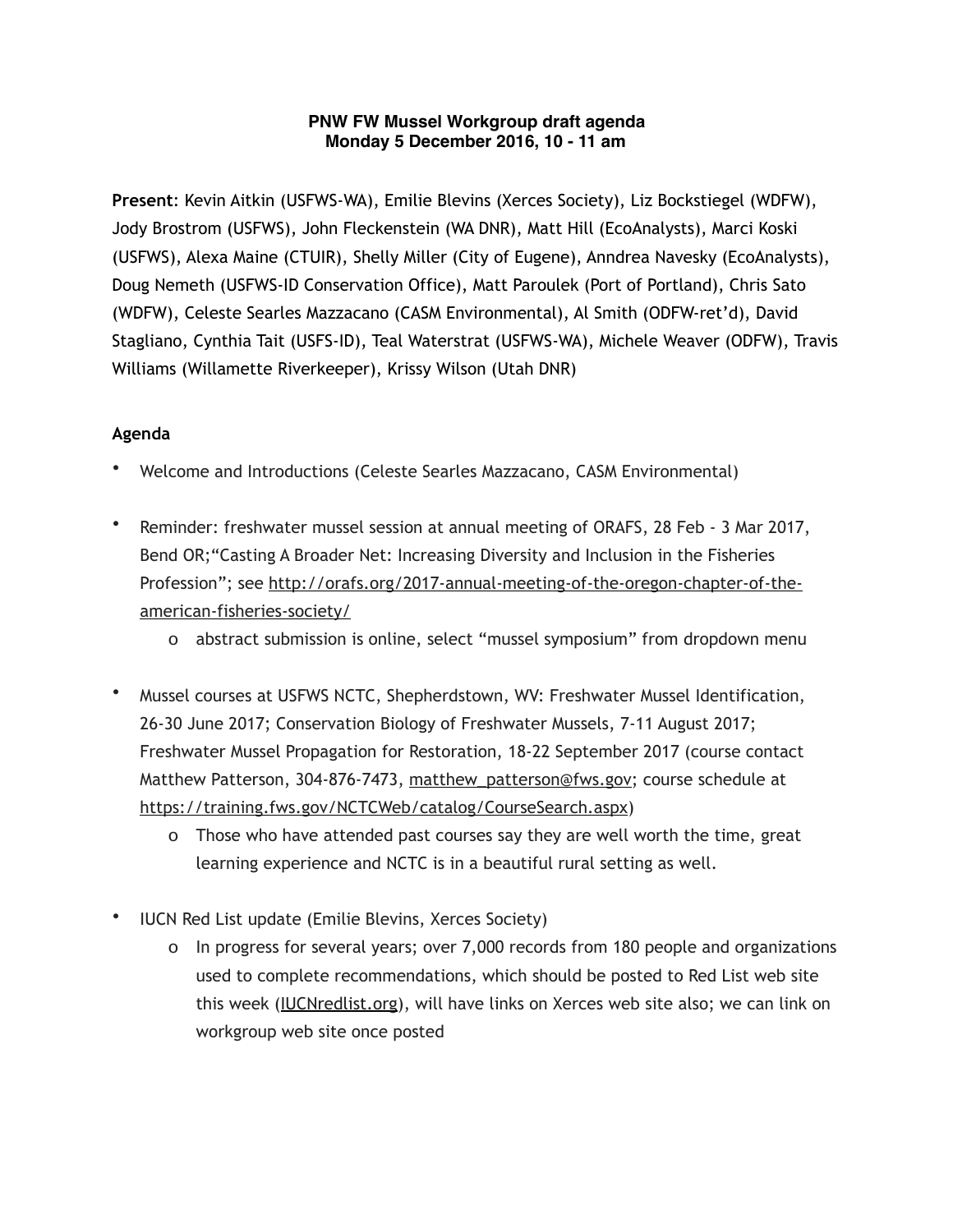**PNW FW Mussel Workgroup draft agenda**
**Monday 5 December 2016, 10 - 11 am**

**Present**: Kevin Aitkin (USFWS-WA), Emilie Blevins (Xerces Society), Liz Bockstiegel (WDFW), Jody Brostrom (USFWS), John Fleckenstein (WA DNR), Matt Hill (EcoAnalysts), Marci Koski (USFWS), Alexa Maine (CTUIR), Shelly Miller (City of Eugene), Anndrea Navesky (EcoAnalysts), Doug Nemeth (USFWS-ID Conservation Office), Matt Paroulek (Port of Portland), Chris Sato (WDFW), Celeste Searles Mazzacano (CASM Environmental), Al Smith (ODFW-ret'd), David Stagliano, Cynthia Tait (USFS-ID), Teal Waterstrat (USFWS-WA), Michele Weaver (ODFW), Travis Williams (Willamette Riverkeeper), Krissy Wilson (Utah DNR)

**Agenda**

- Welcome and Introductions (Celeste Searles Mazzacano, CASM Environmental)

- Reminder: freshwater mussel session at annual meeting of ORAFS, 28 Feb - 3 Mar 2017, Bend OR;"Casting A Broader Net: Increasing Diversity and Inclusion in the Fisheries Profession"; see http://orafs.org/2017-annual-meeting-of-the-oregon-chapter-of-the-american-fisheries-society/
  - abstract submission is online, select "mussel symposium" from dropdown menu

- Mussel courses at USFWS NCTC, Shepherdstown, WV: Freshwater Mussel Identification, 26-30 June 2017; Conservation Biology of Freshwater Mussels, 7-11 August 2017; Freshwater Mussel Propagation for Restoration, 18-22 September 2017 (course contact Matthew Patterson, 304-876-7473, matthew_patterson@fws.gov; course schedule at https://training.fws.gov/NCTCWeb/catalog/CourseSearch.aspx)
  - Those who have attended past courses say they are well worth the time, great learning experience and NCTC is in a beautiful rural setting as well.

- IUCN Red List update (Emilie Blevins, Xerces Society)
  - In progress for several years; over 7,000 records from 180 people and organizations used to complete recommendations, which should be posted to Red List web site this week (IUCNredlist.org), will have links on Xerces web site also; we can link on workgroup web site once posted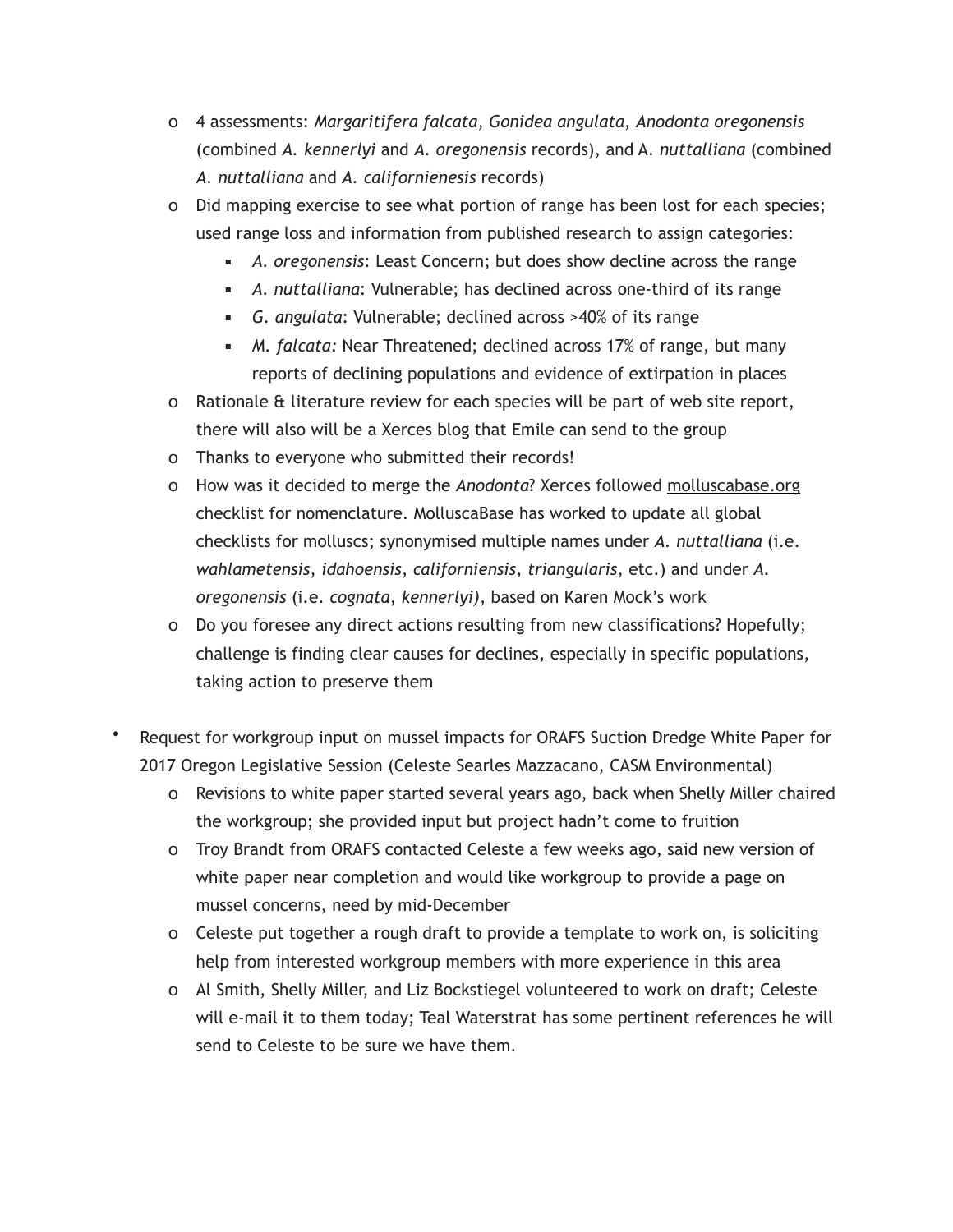- 4 assessments: *Margaritifera falcata*, *Gonidea angulata*, *Anodonta oregonensis* (combined *A. kennerlyi* and *A. oregonensis* records), and A. *nuttalliana* (combined *A. nuttalliana* and *A. californienesis* records)
- Did mapping exercise to see what portion of range has been lost for each species; used range loss and information from published research to assign categories:
    - *A. oregonensis*: Least Concern; but does show decline across the range
    - *A. nuttalliana*: Vulnerable; has declined across one-third of its range
    - *G. angulata*: Vulnerable; declined across >40% of its range
    - *M. falcata:* Near Threatened; declined across 17% of range, but many reports of declining populations and evidence of extirpation in places
- Rationale & literature review for each species will be part of web site report, there will also will be a Xerces blog that Emile can send to the group
- Thanks to everyone who submitted their records!
- How was it decided to merge the *Anodonta*? Xerces followed molluscabase.org checklist for nomenclature. MolluscaBase has worked to update all global checklists for molluscs; synonymised multiple names under *A. nuttalliana* (i.e. *wahlametensis*, *idahoensis*, *californiensis*, *triangularis*, etc.) and under *A. oregonensis* (i.e. *cognata*, *kennerlyi)*, based on Karen Mock's work
- Do you foresee any direct actions resulting from new classifications? Hopefully; challenge is finding clear causes for declines, especially in specific populations, taking action to preserve them

- Request for workgroup input on mussel impacts for ORAFS Suction Dredge White Paper for 2017 Oregon Legislative Session (Celeste Searles Mazzacano, CASM Environmental)
    - Revisions to white paper started several years ago, back when Shelly Miller chaired the workgroup; she provided input but project hadn't come to fruition
    - Troy Brandt from ORAFS contacted Celeste a few weeks ago, said new version of white paper near completion and would like workgroup to provide a page on mussel concerns, need by mid-December
    - Celeste put together a rough draft to provide a template to work on, is soliciting help from interested workgroup members with more experience in this area
    - Al Smith, Shelly Miller, and Liz Bockstiegel volunteered to work on draft; Celeste will e-mail it to them today; Teal Waterstrat has some pertinent references he will send to Celeste to be sure we have them.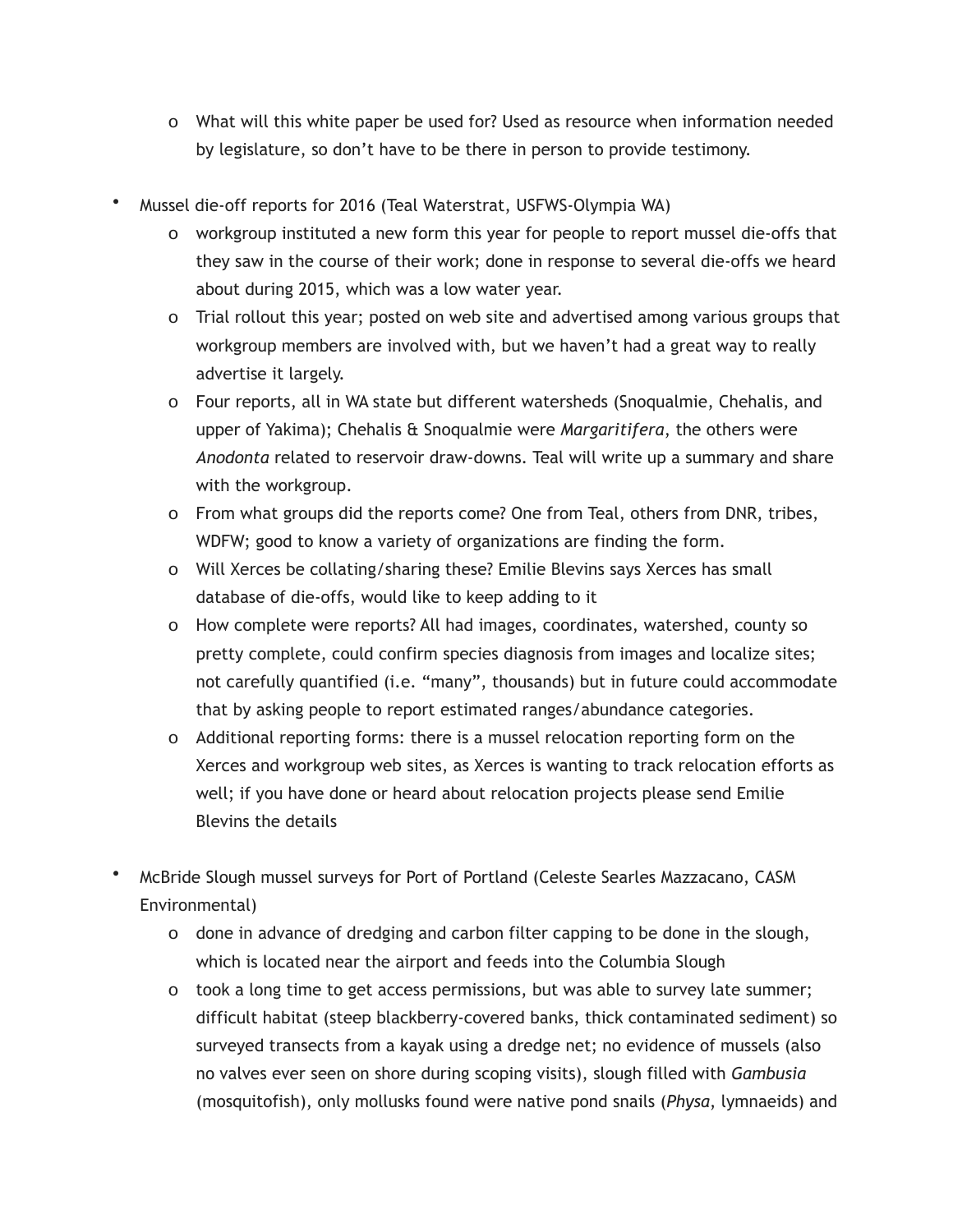- What will this white paper be used for? Used as resource when information needed by legislature, so don't have to be there in person to provide testimony.

- Mussel die-off reports for 2016 (Teal Waterstrat, USFWS-Olympia WA)
  - workgroup instituted a new form this year for people to report mussel die-offs that they saw in the course of their work; done in response to several die-offs we heard about during 2015, which was a low water year.
  - Trial rollout this year; posted on web site and advertised among various groups that workgroup members are involved with, but we haven't had a great way to really advertise it largely.
  - Four reports, all in WA state but different watersheds (Snoqualmie, Chehalis, and upper of Yakima); Chehalis & Snoqualmie were *Margaritifera*, the others were *Anodonta* related to reservoir draw-downs. Teal will write up a summary and share with the workgroup.
  - From what groups did the reports come? One from Teal, others from DNR, tribes, WDFW; good to know a variety of organizations are finding the form.
  - Will Xerces be collating/sharing these? Emilie Blevins says Xerces has small database of die-offs, would like to keep adding to it
  - How complete were reports? All had images, coordinates, watershed, county so pretty complete, could confirm species diagnosis from images and localize sites; not carefully quantified (i.e. "many", thousands) but in future could accommodate that by asking people to report estimated ranges/abundance categories.
  - Additional reporting forms: there is a mussel relocation reporting form on the Xerces and workgroup web sites, as Xerces is wanting to track relocation efforts as well; if you have done or heard about relocation projects please send Emilie Blevins the details

- McBride Slough mussel surveys for Port of Portland (Celeste Searles Mazzacano, CASM Environmental)
  - done in advance of dredging and carbon filter capping to be done in the slough, which is located near the airport and feeds into the Columbia Slough
  - took a long time to get access permissions, but was able to survey late summer; difficult habitat (steep blackberry-covered banks, thick contaminated sediment) so surveyed transects from a kayak using a dredge net; no evidence of mussels (also no valves ever seen on shore during scoping visits), slough filled with *Gambusia* (mosquitofish), only mollusks found were native pond snails (*Physa*, lymnaeids) and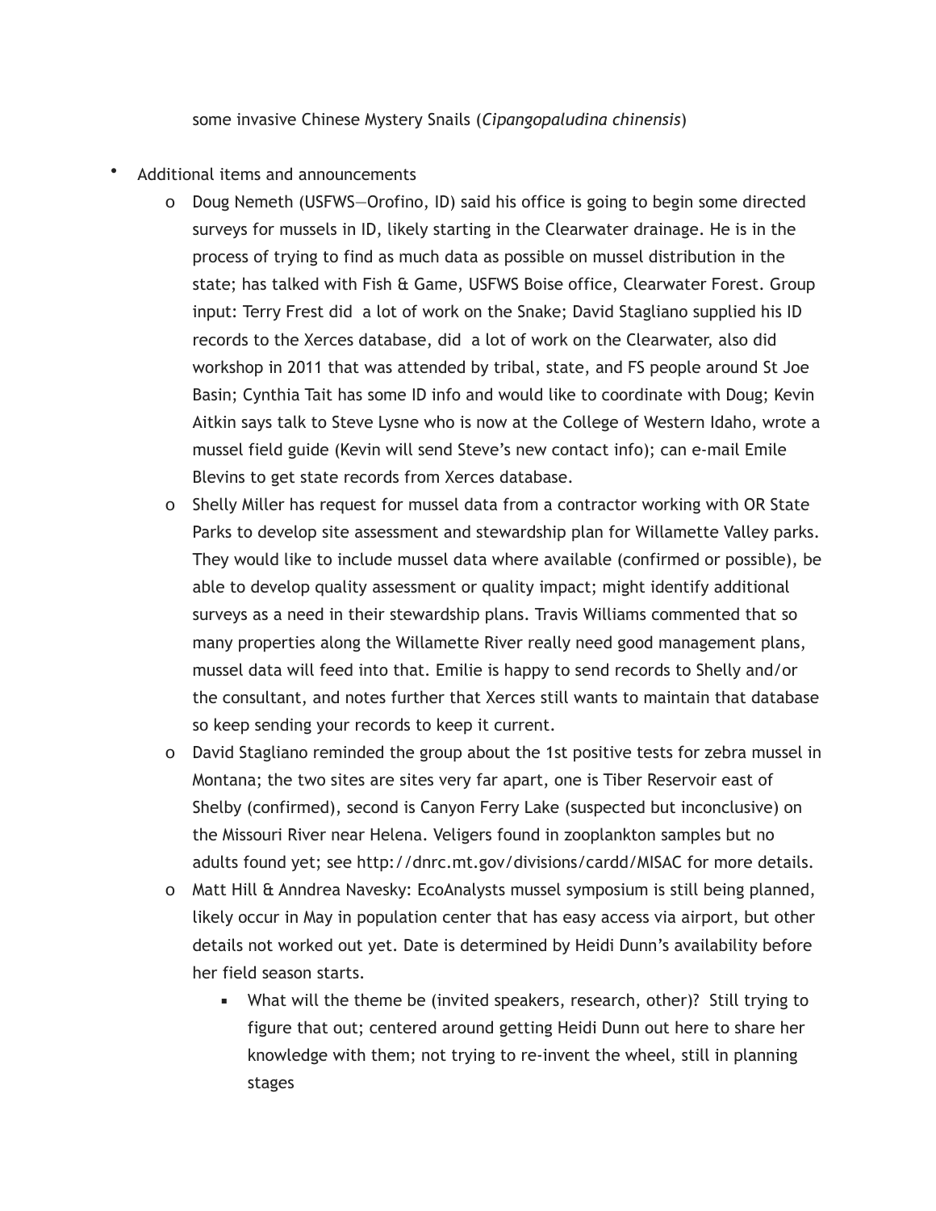some invasive Chinese Mystery Snails (*Cipangopaludina chinensis*)

- Additional items and announcements
  - Doug Nemeth (USFWS—Orofino, ID) said his office is going to begin some directed surveys for mussels in ID, likely starting in the Clearwater drainage. He is in the process of trying to find as much data as possible on mussel distribution in the state; has talked with Fish & Game, USFWS Boise office, Clearwater Forest. Group input: Terry Frest did a lot of work on the Snake; David Stagliano supplied his ID records to the Xerces database, did a lot of work on the Clearwater, also did workshop in 2011 that was attended by tribal, state, and FS people around St Joe Basin; Cynthia Tait has some ID info and would like to coordinate with Doug; Kevin Aitkin says talk to Steve Lysne who is now at the College of Western Idaho, wrote a mussel field guide (Kevin will send Steve's new contact info); can e-mail Emile Blevins to get state records from Xerces database.
  - Shelly Miller has request for mussel data from a contractor working with OR State Parks to develop site assessment and stewardship plan for Willamette Valley parks. They would like to include mussel data where available (confirmed or possible), be able to develop quality assessment or quality impact; might identify additional surveys as a need in their stewardship plans. Travis Williams commented that so many properties along the Willamette River really need good management plans, mussel data will feed into that. Emilie is happy to send records to Shelly and/or the consultant, and notes further that Xerces still wants to maintain that database so keep sending your records to keep it current.
  - David Stagliano reminded the group about the 1st positive tests for zebra mussel in Montana; the two sites are sites very far apart, one is Tiber Reservoir east of Shelby (confirmed), second is Canyon Ferry Lake (suspected but inconclusive) on the Missouri River near Helena. Veligers found in zooplankton samples but no adults found yet; see http://dnrc.mt.gov/divisions/cardd/MISAC for more details.
  - Matt Hill & Anndrea Navesky: EcoAnalysts mussel symposium is still being planned, likely occur in May in population center that has easy access via airport, but other details not worked out yet. Date is determined by Heidi Dunn's availability before her field season starts.
    - What will the theme be (invited speakers, research, other)? Still trying to figure that out; centered around getting Heidi Dunn out here to share her knowledge with them; not trying to re-invent the wheel, still in planning stages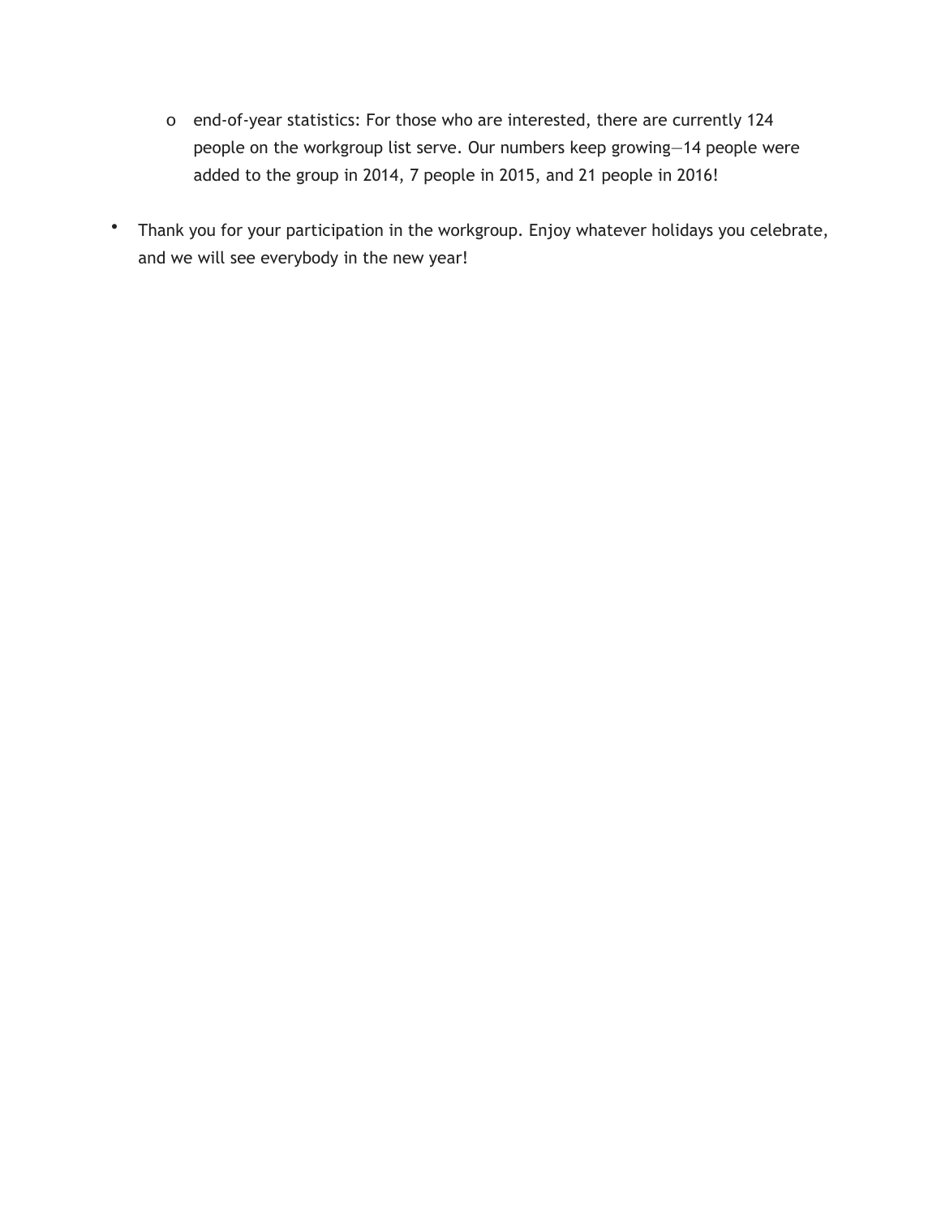- end-of-year statistics: For those who are interested, there are currently 124 people on the workgroup list serve. Our numbers keep growing—14 people were added to the group in 2014, 7 people in 2015, and 21 people in 2016!

- Thank you for your participation in the workgroup. Enjoy whatever holidays you celebrate, and we will see everybody in the new year!